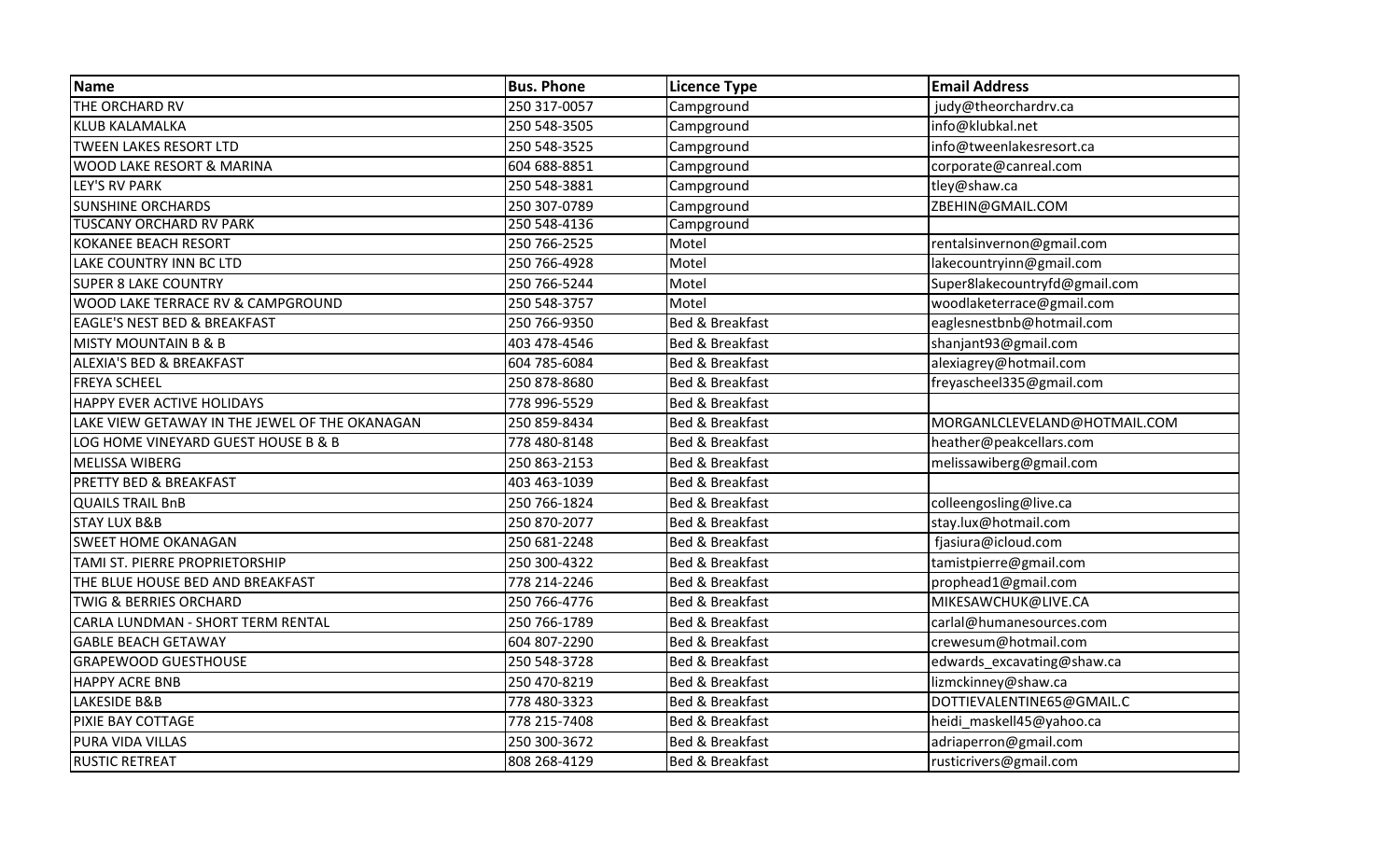| Name | Bus. Phone | Licence Type | Email Address |
| --- | --- | --- | --- |
| THE ORCHARD RV | 250 317-0057 | Campground | judy@theorchardrv.ca |
| KLUB KALAMALKA | 250 548-3505 | Campground | info@klubkal.net |
| TWEEN LAKES RESORT LTD | 250 548-3525 | Campground | info@tweenlakesresort.ca |
| WOOD LAKE RESORT & MARINA | 604 688-8851 | Campground | corporate@canreal.com |
| LEY'S RV PARK | 250 548-3881 | Campground | tley@shaw.ca |
| SUNSHINE ORCHARDS | 250 307-0789 | Campground | ZBEHIN@GMAIL.COM |
| TUSCANY ORCHARD RV PARK | 250 548-4136 | Campground | |
| KOKANEE BEACH RESORT | 250 766-2525 | Motel | rentalsinvernon@gmail.com |
| LAKE COUNTRY INN BC LTD | 250 766-4928 | Motel | lakecountryinn@gmail.com |
| SUPER 8 LAKE COUNTRY | 250 766-5244 | Motel | Super8lakecountryfd@gmail.com |
| WOOD LAKE TERRACE RV & CAMPGROUND | 250 548-3757 | Motel | woodlaketerrace@gmail.com |
| EAGLE'S NEST BED & BREAKFAST | 250 766-9350 | Bed & Breakfast | eaglesnestbnb@hotmail.com |
| MISTY MOUNTAIN B & B | 403 478-4546 | Bed & Breakfast | shanjant93@gmail.com |
| ALEXIA'S BED & BREAKFAST | 604 785-6084 | Bed & Breakfast | alexiagrey@hotmail.com |
| FREYA SCHEEL | 250 878-8680 | Bed & Breakfast | freyascheel335@gmail.com |
| HAPPY EVER ACTIVE HOLIDAYS | 778 996-5529 | Bed & Breakfast | |
| LAKE VIEW GETAWAY IN THE JEWEL OF THE OKANAGAN | 250 859-8434 | Bed & Breakfast | MORGANLCLEVELAND@HOTMAIL.COM |
| LOG HOME VINEYARD GUEST HOUSE B & B | 778 480-8148 | Bed & Breakfast | heather@peakcellars.com |
| MELISSA WIBERG | 250 863-2153 | Bed & Breakfast | melissawiberg@gmail.com |
| PRETTY BED & BREAKFAST | 403 463-1039 | Bed & Breakfast | |
| QUAILS TRAIL BnB | 250 766-1824 | Bed & Breakfast | colleengosling@live.ca |
| STAY LUX B&B | 250 870-2077 | Bed & Breakfast | stay.lux@hotmail.com |
| SWEET HOME OKANAGAN | 250 681-2248 | Bed & Breakfast | fjasiura@icloud.com |
| TAMI ST. PIERRE PROPRIETORSHIP | 250 300-4322 | Bed & Breakfast | tamistpierre@gmail.com |
| THE BLUE HOUSE BED AND BREAKFAST | 778 214-2246 | Bed & Breakfast | prophead1@gmail.com |
| TWIG & BERRIES ORCHARD | 250 766-4776 | Bed & Breakfast | MIKESAWCHUK@LIVE.CA |
| CARLA LUNDMAN - SHORT TERM RENTAL | 250 766-1789 | Bed & Breakfast | carlal@humanesources.com |
| GABLE BEACH GETAWAY | 604 807-2290 | Bed & Breakfast | crewesum@hotmail.com |
| GRAPEWOOD GUESTHOUSE | 250 548-3728 | Bed & Breakfast | edwards_excavating@shaw.ca |
| HAPPY ACRE BNB | 250 470-8219 | Bed & Breakfast | lizmckinney@shaw.ca |
| LAKESIDE B&B | 778 480-3323 | Bed & Breakfast | DOTTIEVALENTINE65@GMAIL.C |
| PIXIE BAY COTTAGE | 778 215-7408 | Bed & Breakfast | heidi_maskell45@yahoo.ca |
| PURA VIDA VILLAS | 250 300-3672 | Bed & Breakfast | adriaperron@gmail.com |
| RUSTIC RETREAT | 808 268-4129 | Bed & Breakfast | rusticrivers@gmail.com |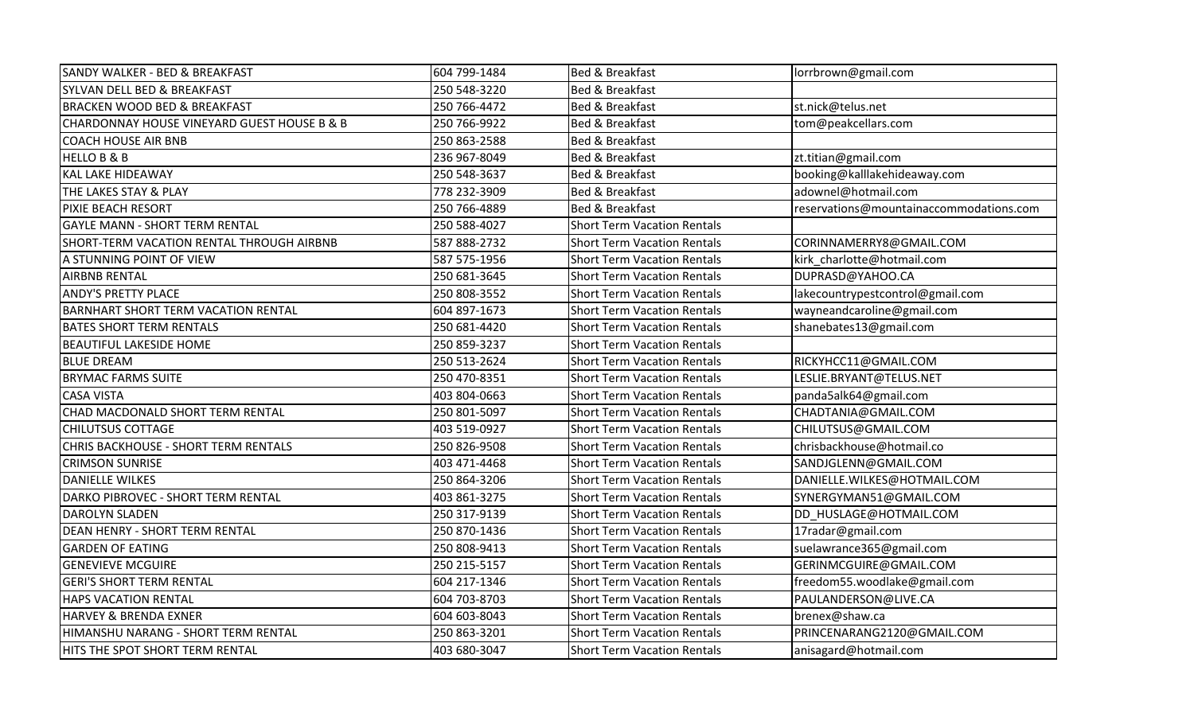| | | | |
|---|---|---|---|
| SANDY WALKER - BED & BREAKFAST | 604 799-1484 | Bed & Breakfast | lorrbrown@gmail.com |
| SYLVAN DELL BED & BREAKFAST | 250 548-3220 | Bed & Breakfast | |
| BRACKEN WOOD BED & BREAKFAST | 250 766-4472 | Bed & Breakfast | st.nick@telus.net |
| CHARDONNAY HOUSE VINEYARD GUEST HOUSE B & B | 250 766-9922 | Bed & Breakfast | tom@peakcellars.com |
| COACH HOUSE AIR BNB | 250 863-2588 | Bed & Breakfast | |
| HELLO B & B | 236 967-8049 | Bed & Breakfast | zt.titian@gmail.com |
| KAL LAKE HIDEAWAY | 250 548-3637 | Bed & Breakfast | booking@kalllakehideaway.com |
| THE LAKES STAY & PLAY | 778 232-3909 | Bed & Breakfast | adownel@hotmail.com |
| PIXIE BEACH RESORT | 250 766-4889 | Bed & Breakfast | reservations@mountainaccommodations.com |
| GAYLE MANN - SHORT TERM RENTAL | 250 588-4027 | Short Term Vacation Rentals | |
| SHORT-TERM VACATION RENTAL THROUGH AIRBNB | 587 888-2732 | Short Term Vacation Rentals | CORINNAMERRY8@GMAIL.COM |
| A STUNNING POINT OF VIEW | 587 575-1956 | Short Term Vacation Rentals | kirk_charlotte@hotmail.com |
| AIRBNB RENTAL | 250 681-3645 | Short Term Vacation Rentals | DUPRASD@YAHOO.CA |
| ANDY'S PRETTY PLACE | 250 808-3552 | Short Term Vacation Rentals | lakecountrypestcontrol@gmail.com |
| BARNHART SHORT TERM VACATION RENTAL | 604 897-1673 | Short Term Vacation Rentals | wayneandcaroline@gmail.com |
| BATES SHORT TERM RENTALS | 250 681-4420 | Short Term Vacation Rentals | shanebates13@gmail.com |
| BEAUTIFUL LAKESIDE HOME | 250 859-3237 | Short Term Vacation Rentals | |
| BLUE DREAM | 250 513-2624 | Short Term Vacation Rentals | RICKYHCC11@GMAIL.COM |
| BRYMAC FARMS SUITE | 250 470-8351 | Short Term Vacation Rentals | LESLIE.BRYANT@TELUS.NET |
| CASA VISTA | 403 804-0663 | Short Term Vacation Rentals | panda5alk64@gmail.com |
| CHAD MACDONALD SHORT TERM RENTAL | 250 801-5097 | Short Term Vacation Rentals | CHADTANIA@GMAIL.COM |
| CHILUTSUS COTTAGE | 403 519-0927 | Short Term Vacation Rentals | CHILUTSUS@GMAIL.COM |
| CHRIS BACKHOUSE - SHORT TERM RENTALS | 250 826-9508 | Short Term Vacation Rentals | chrisbackhouse@hotmail.co |
| CRIMSON SUNRISE | 403 471-4468 | Short Term Vacation Rentals | SANDJGLENN@GMAIL.COM |
| DANIELLE WILKES | 250 864-3206 | Short Term Vacation Rentals | DANIELLE.WILKES@HOTMAIL.COM |
| DARKO PIBROVEC - SHORT TERM RENTAL | 403 861-3275 | Short Term Vacation Rentals | SYNERGYMAN51@GMAIL.COM |
| DAROLYN SLADEN | 250 317-9139 | Short Term Vacation Rentals | DD_HUSLAGE@HOTMAIL.COM |
| DEAN HENRY - SHORT TERM RENTAL | 250 870-1436 | Short Term Vacation Rentals | 17radar@gmail.com |
| GARDEN OF EATING | 250 808-9413 | Short Term Vacation Rentals | suelawrance365@gmail.com |
| GENEVIEVE MCGUIRE | 250 215-5157 | Short Term Vacation Rentals | GERINMCGUIRE@GMAIL.COM |
| GERI'S SHORT TERM RENTAL | 604 217-1346 | Short Term Vacation Rentals | freedom55.woodlake@gmail.com |
| HAPS VACATION RENTAL | 604 703-8703 | Short Term Vacation Rentals | PAULANDERSON@LIVE.CA |
| HARVEY & BRENDA EXNER | 604 603-8043 | Short Term Vacation Rentals | brenex@shaw.ca |
| HIMANSHU NARANG - SHORT TERM RENTAL | 250 863-3201 | Short Term Vacation Rentals | PRINCENARANG2120@GMAIL.COM |
| HITS THE SPOT SHORT TERM RENTAL | 403 680-3047 | Short Term Vacation Rentals | anisagard@hotmail.com |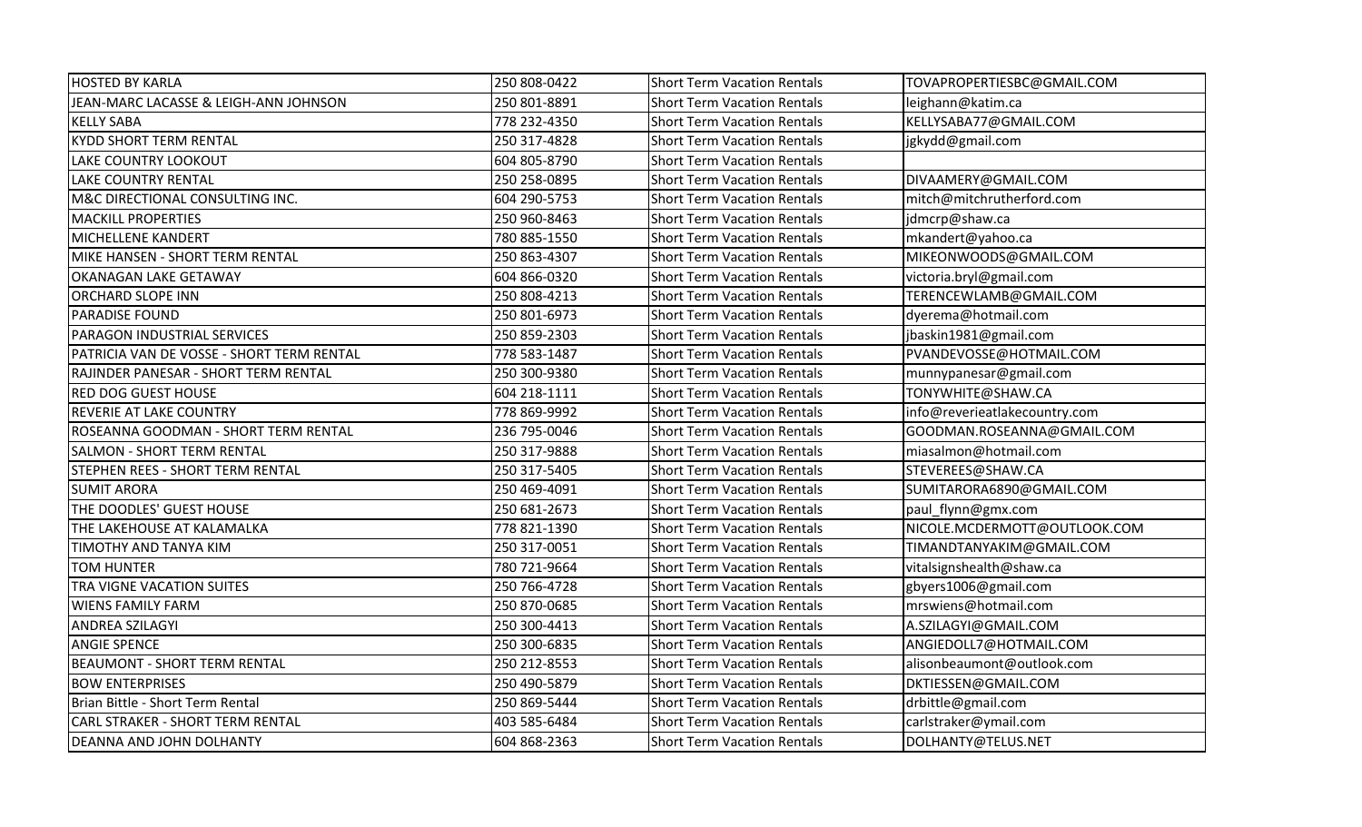| HOSTED BY KARLA | 250 808-0422 | Short Term Vacation Rentals | TOVAPROPERTIESBC@GMAIL.COM |
|---|---|---|---|
| JEAN-MARC LACASSE & LEIGH-ANN JOHNSON | 250 801-8891 | Short Term Vacation Rentals | leighann@katim.ca |
| KELLY SABA | 778 232-4350 | Short Term Vacation Rentals | KELLYSABA77@GMAIL.COM |
| KYDD SHORT TERM RENTAL | 250 317-4828 | Short Term Vacation Rentals | jgkydd@gmail.com |
| LAKE COUNTRY LOOKOUT | 604 805-8790 | Short Term Vacation Rentals | |
| LAKE COUNTRY RENTAL | 250 258-0895 | Short Term Vacation Rentals | DIVAAMERY@GMAIL.COM |
| M&C DIRECTIONAL CONSULTING INC. | 604 290-5753 | Short Term Vacation Rentals | mitch@mitchrutherford.com |
| MACKILL PROPERTIES | 250 960-8463 | Short Term Vacation Rentals | jdmcrp@shaw.ca |
| MICHELLENE KANDERT | 780 885-1550 | Short Term Vacation Rentals | mkandert@yahoo.ca |
| MIKE HANSEN - SHORT TERM RENTAL | 250 863-4307 | Short Term Vacation Rentals | MIKEONWOODS@GMAIL.COM |
| OKANAGAN LAKE GETAWAY | 604 866-0320 | Short Term Vacation Rentals | victoria.bryl@gmail.com |
| ORCHARD SLOPE INN | 250 808-4213 | Short Term Vacation Rentals | TERENCEWLAMB@GMAIL.COM |
| PARADISE FOUND | 250 801-6973 | Short Term Vacation Rentals | dyerema@hotmail.com |
| PARAGON INDUSTRIAL SERVICES | 250 859-2303 | Short Term Vacation Rentals | jbaskin1981@gmail.com |
| PATRICIA VAN DE VOSSE - SHORT TERM RENTAL | 778 583-1487 | Short Term Vacation Rentals | PVANDEVOSSE@HOTMAIL.COM |
| RAJINDER PANESAR - SHORT TERM RENTAL | 250 300-9380 | Short Term Vacation Rentals | munnypanesar@gmail.com |
| RED DOG GUEST HOUSE | 604 218-1111 | Short Term Vacation Rentals | TONYWHITE@SHAW.CA |
| REVERIE AT LAKE COUNTRY | 778 869-9992 | Short Term Vacation Rentals | info@reverieatlakecountry.com |
| ROSEANNA GOODMAN - SHORT TERM RENTAL | 236 795-0046 | Short Term Vacation Rentals | GOODMAN.ROSEANNA@GMAIL.COM |
| SALMON - SHORT TERM RENTAL | 250 317-9888 | Short Term Vacation Rentals | miasalmon@hotmail.com |
| STEPHEN REES - SHORT TERM RENTAL | 250 317-5405 | Short Term Vacation Rentals | STEVEREES@SHAW.CA |
| SUMIT ARORA | 250 469-4091 | Short Term Vacation Rentals | SUMITARORA6890@GMAIL.COM |
| THE DOODLES' GUEST HOUSE | 250 681-2673 | Short Term Vacation Rentals | paul_flynn@gmx.com |
| THE LAKEHOUSE AT KALAMALKA | 778 821-1390 | Short Term Vacation Rentals | NICOLE.MCDERMOTT@OUTLOOK.COM |
| TIMOTHY AND TANYA KIM | 250 317-0051 | Short Term Vacation Rentals | TIMANDTANYAKIM@GMAIL.COM |
| TOM HUNTER | 780 721-9664 | Short Term Vacation Rentals | vitalsignshealth@shaw.ca |
| TRA VIGNE VACATION SUITES | 250 766-4728 | Short Term Vacation Rentals | gbyers1006@gmail.com |
| WIENS FAMILY FARM | 250 870-0685 | Short Term Vacation Rentals | mrswiens@hotmail.com |
| ANDREA SZILAGYI | 250 300-4413 | Short Term Vacation Rentals | A.SZILAGYI@GMAIL.COM |
| ANGIE SPENCE | 250 300-6835 | Short Term Vacation Rentals | ANGIEDOLL7@HOTMAIL.COM |
| BEAUMONT - SHORT TERM RENTAL | 250 212-8553 | Short Term Vacation Rentals | alisonbeaumont@outlook.com |
| BOW ENTERPRISES | 250 490-5879 | Short Term Vacation Rentals | DKTIESSEN@GMAIL.COM |
| Brian Bittle - Short Term Rental | 250 869-5444 | Short Term Vacation Rentals | drbittle@gmail.com |
| CARL STRAKER - SHORT TERM RENTAL | 403 585-6484 | Short Term Vacation Rentals | carlstraker@ymail.com |
| DEANNA AND JOHN DOLHANTY | 604 868-2363 | Short Term Vacation Rentals | DOLHANTY@TELUS.NET |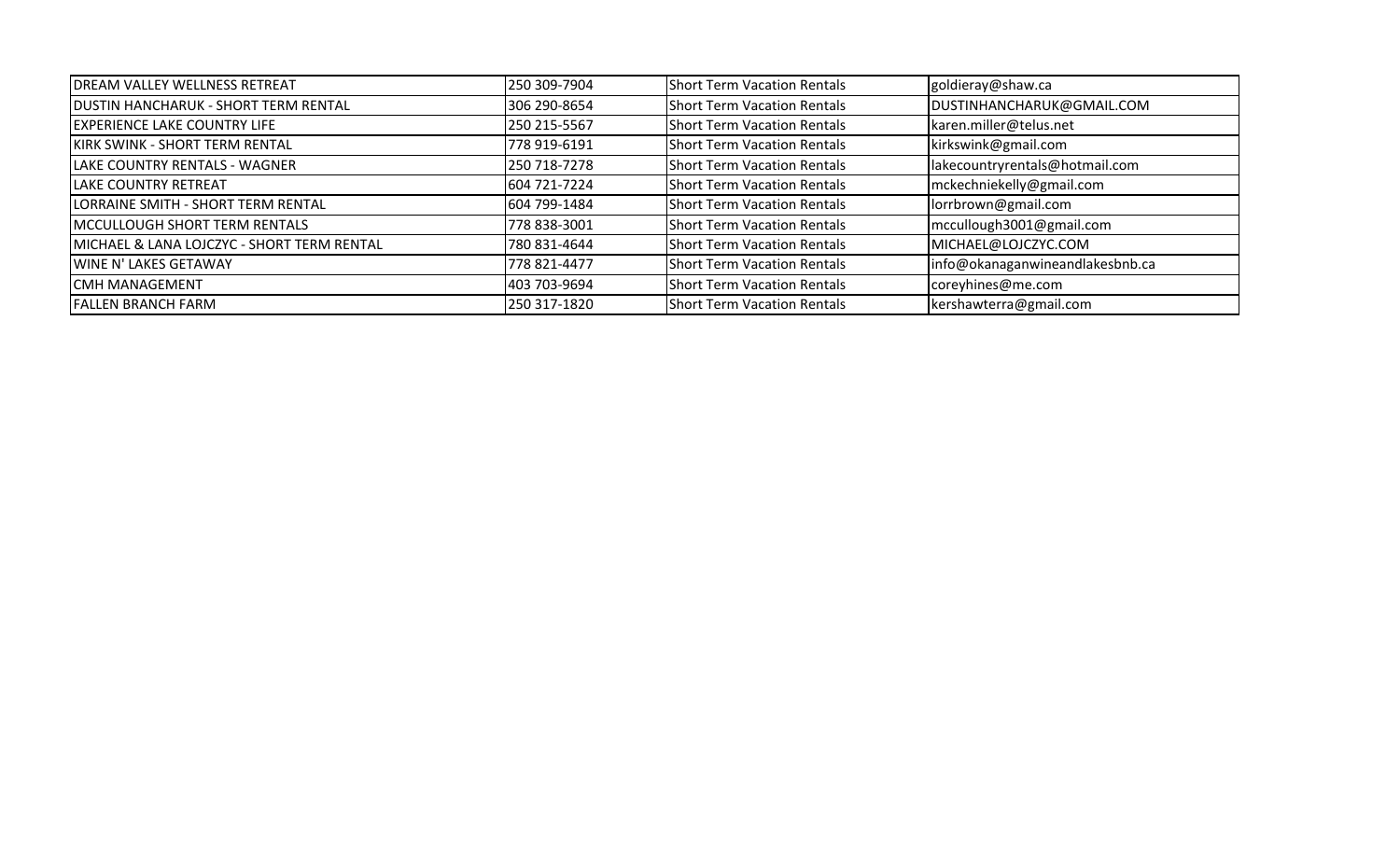| | | | |
|---|---|---|---|
| DREAM VALLEY WELLNESS RETREAT | 250 309-7904 | Short Term Vacation Rentals | goldieray@shaw.ca |
| DUSTIN HANCHARUK - SHORT TERM RENTAL | 306 290-8654 | Short Term Vacation Rentals | DUSTINHANCHARUK@GMAIL.COM |
| EXPERIENCE LAKE COUNTRY LIFE | 250 215-5567 | Short Term Vacation Rentals | karen.miller@telus.net |
| KIRK SWINK - SHORT TERM RENTAL | 778 919-6191 | Short Term Vacation Rentals | kirkswink@gmail.com |
| LAKE COUNTRY RENTALS - WAGNER | 250 718-7278 | Short Term Vacation Rentals | lakecountryrentals@hotmail.com |
| LAKE COUNTRY RETREAT | 604 721-7224 | Short Term Vacation Rentals | mckechniekelly@gmail.com |
| LORRAINE SMITH - SHORT TERM RENTAL | 604 799-1484 | Short Term Vacation Rentals | lorrbrown@gmail.com |
| MCCULLOUGH SHORT TERM RENTALS | 778 838-3001 | Short Term Vacation Rentals | mccullough3001@gmail.com |
| MICHAEL & LANA LOJCZYC - SHORT TERM RENTAL | 780 831-4644 | Short Term Vacation Rentals | MICHAEL@LOJCZYC.COM |
| WINE N' LAKES GETAWAY | 778 821-4477 | Short Term Vacation Rentals | info@okanaganwineandlakesbnb.ca |
| CMH MANAGEMENT | 403 703-9694 | Short Term Vacation Rentals | coreyhines@me.com |
| FALLEN BRANCH FARM | 250 317-1820 | Short Term Vacation Rentals | kershawterra@gmail.com |